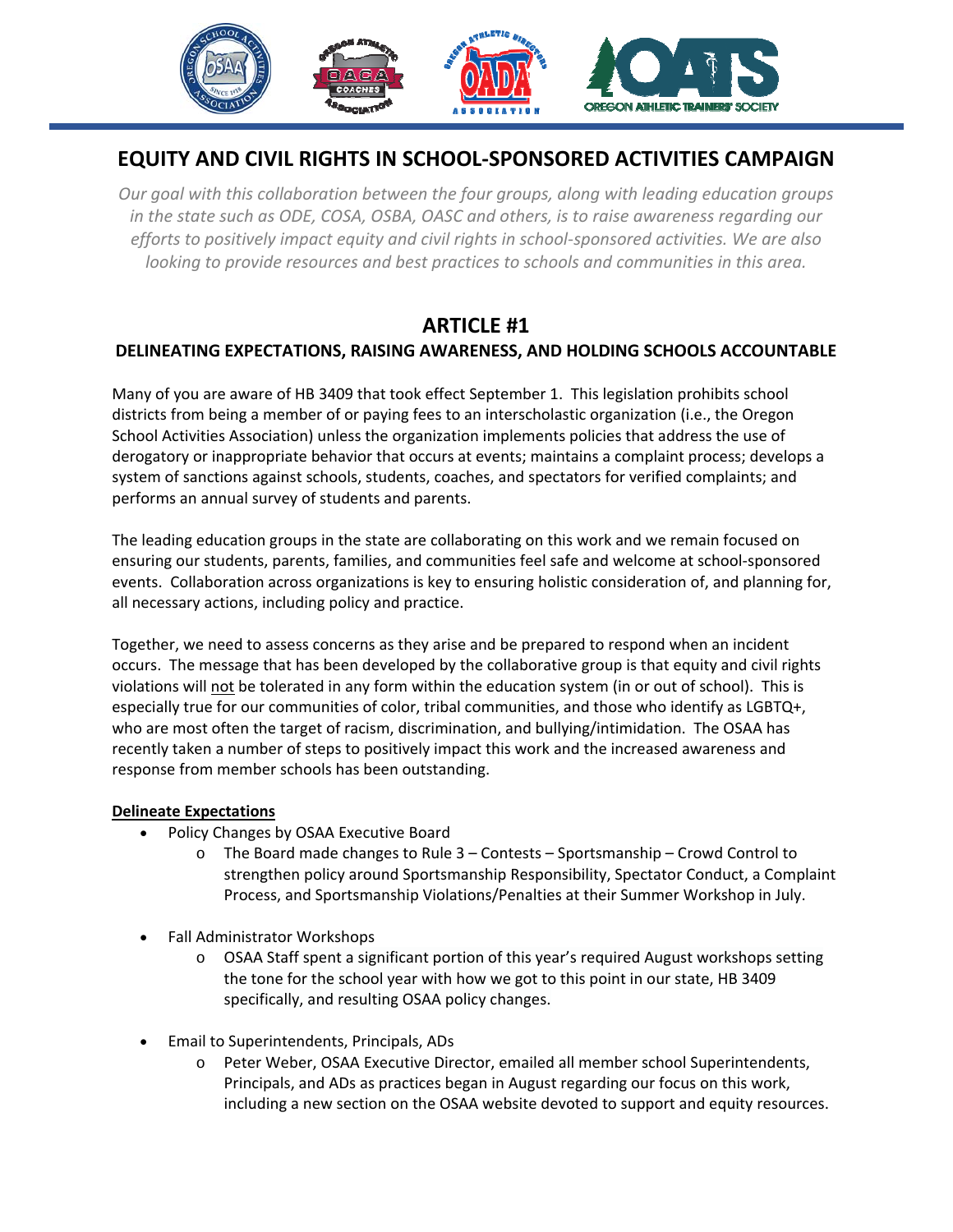# EQUITY AND CIVIL RIGHTS IN SCHOOL-SPONSORED ACTIVITIES CAMPAIGN

*Our goal with this collaboration between the four groups, along with leading education groups in the state such as ODE, COSA, OSBA, OASC and others, is to raise awareness regarding our efforts to positively impact equity and civil rights in school-sponsored activities. We are also looking to provide resources and best practices to schools and communities in this area.*

## ARTICLE #1

### DELINEATING EXPECTATIONS, RAISING AWARENESS, AND HOLDING SCHOOLS ACCOUNTABLE

Many of you are aware of HB 3409 that took effect September 1. This legislation prohibits school districts from being a member of or paying fees to an interscholastic organization (i.e., the Oregon School Activities Association) unless the organization implements policies that address the use of derogatory or inappropriate behavior that occurs at events; maintains a complaint process; develops a system of sanctions against schools, students, coaches, and spectators for verified complaints; and performs an annual survey of students and parents.

The leading education groups in the state are collaborating on this work and we remain focused on ensuring our students, parents, families, and communities feel safe and welcome at school-sponsored events. Collaboration across organizations is key to ensuring holistic consideration of, and planning for, all necessary actions, including policy and practice.

Together, we need to assess concerns as they arise and be prepared to respond when an incident occurs. The message that has been developed by the collaborative group is that equity and civil rights violations will not be tolerated in any form within the education system (in or out of school). This is especially true for our communities of color, tribal communities, and those who identify as LGBTQ+, who are most often the target of racism, discrimination, and bullying/intimidation. The OSAA has recently taken a number of steps to positively impact this work and the increased awareness and response from member schools has been outstanding.

**Delineate Expectations**

- Policy Changes by OSAA Executive Board
  - The Board made changes to Rule 3 – Contests – Sportsmanship – Crowd Control to strengthen policy around Sportsmanship Responsibility, Spectator Conduct, a Complaint Process, and Sportsmanship Violations/Penalties at their Summer Workshop in July.
- Fall Administrator Workshops
  - OSAA Staff spent a significant portion of this year's required August workshops setting the tone for the school year with how we got to this point in our state, HB 3409 specifically, and resulting OSAA policy changes.
- Email to Superintendents, Principals, ADs
  - Peter Weber, OSAA Executive Director, emailed all member school Superintendents, Principals, and ADs as practices began in August regarding our focus on this work, including a new section on the OSAA website devoted to support and equity resources.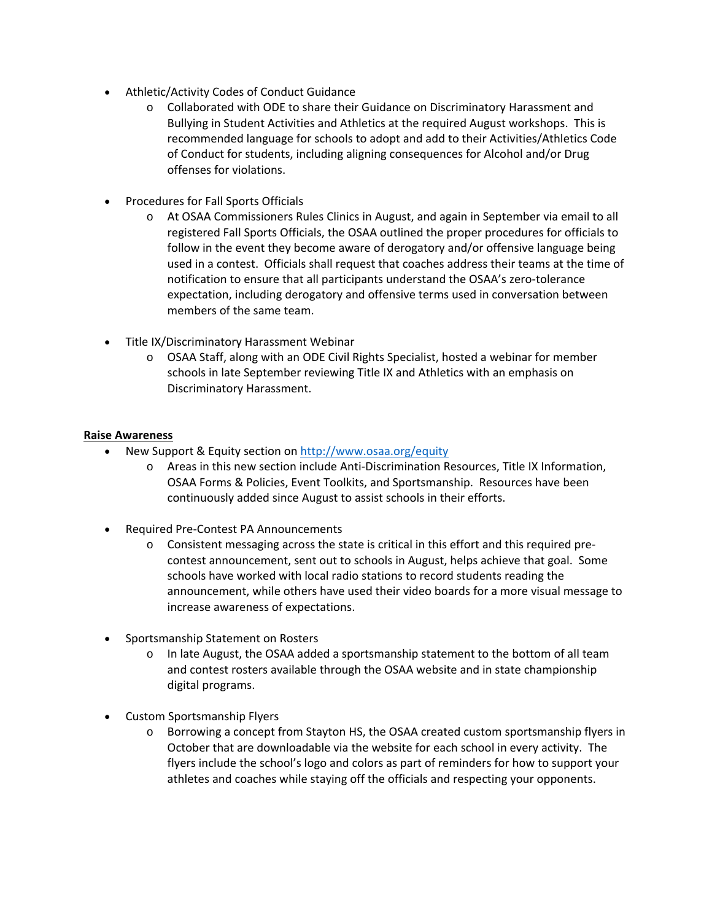- Athletic/Activity Codes of Conduct Guidance
  - Collaborated with ODE to share their Guidance on Discriminatory Harassment and Bullying in Student Activities and Athletics at the required August workshops. This is recommended language for schools to adopt and add to their Activities/Athletics Code of Conduct for students, including aligning consequences for Alcohol and/or Drug offenses for violations.

- Procedures for Fall Sports Officials
  - At OSAA Commissioners Rules Clinics in August, and again in September via email to all registered Fall Sports Officials, the OSAA outlined the proper procedures for officials to follow in the event they become aware of derogatory and/or offensive language being used in a contest. Officials shall request that coaches address their teams at the time of notification to ensure that all participants understand the OSAA's zero-tolerance expectation, including derogatory and offensive terms used in conversation between members of the same team.

- Title IX/Discriminatory Harassment Webinar
  - OSAA Staff, along with an ODE Civil Rights Specialist, hosted a webinar for member schools in late September reviewing Title IX and Athletics with an emphasis on Discriminatory Harassment.

**Raise Awareness**

- New Support & Equity section on [http://www.osaa.org/equity](http://www.osaa.org/equity)
  - Areas in this new section include Anti-Discrimination Resources, Title IX Information, OSAA Forms & Policies, Event Toolkits, and Sportsmanship. Resources have been continuously added since August to assist schools in their efforts.

- Required Pre-Contest PA Announcements
  - Consistent messaging across the state is critical in this effort and this required pre-contest announcement, sent out to schools in August, helps achieve that goal. Some schools have worked with local radio stations to record students reading the announcement, while others have used their video boards for a more visual message to increase awareness of expectations.

- Sportsmanship Statement on Rosters
  - In late August, the OSAA added a sportsmanship statement to the bottom of all team and contest rosters available through the OSAA website and in state championship digital programs.

- Custom Sportsmanship Flyers
  - Borrowing a concept from Stayton HS, the OSAA created custom sportsmanship flyers in October that are downloadable via the website for each school in every activity. The flyers include the school's logo and colors as part of reminders for how to support your athletes and coaches while staying off the officials and respecting your opponents.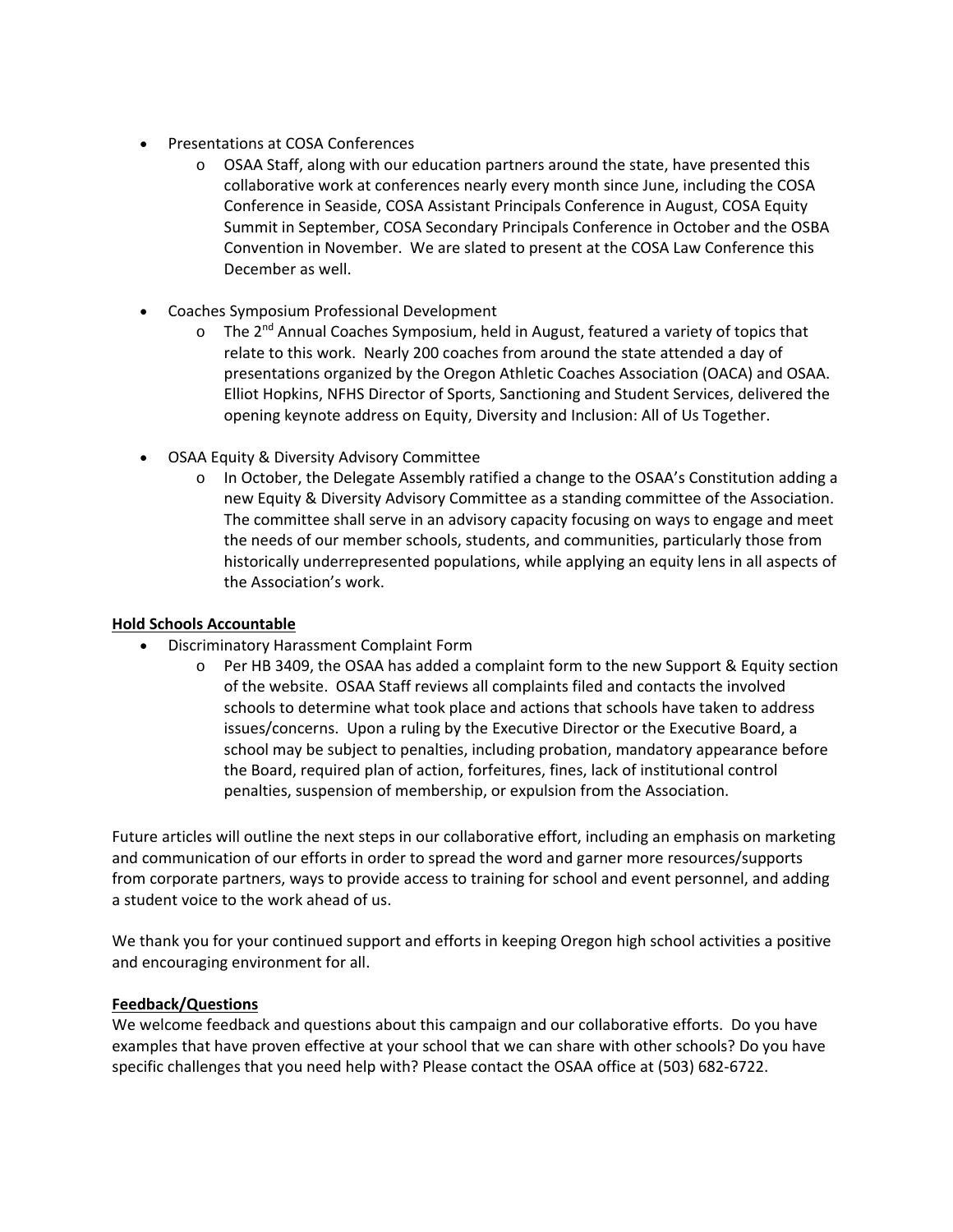- Presentations at COSA Conferences
  - OSAA Staff, along with our education partners around the state, have presented this collaborative work at conferences nearly every month since June, including the COSA Conference in Seaside, COSA Assistant Principals Conference in August, COSA Equity Summit in September, COSA Secondary Principals Conference in October and the OSBA Convention in November. We are slated to present at the COSA Law Conference this December as well.

- Coaches Symposium Professional Development
  - The 2nd Annual Coaches Symposium, held in August, featured a variety of topics that relate to this work. Nearly 200 coaches from around the state attended a day of presentations organized by the Oregon Athletic Coaches Association (OACA) and OSAA. Elliot Hopkins, NFHS Director of Sports, Sanctioning and Student Services, delivered the opening keynote address on Equity, Diversity and Inclusion: All of Us Together.

- OSAA Equity & Diversity Advisory Committee
  - In October, the Delegate Assembly ratified a change to the OSAA's Constitution adding a new Equity & Diversity Advisory Committee as a standing committee of the Association. The committee shall serve in an advisory capacity focusing on ways to engage and meet the needs of our member schools, students, and communities, particularly those from historically underrepresented populations, while applying an equity lens in all aspects of the Association's work.

**Hold Schools Accountable**

- Discriminatory Harassment Complaint Form
  - Per HB 3409, the OSAA has added a complaint form to the new Support & Equity section of the website. OSAA Staff reviews all complaints filed and contacts the involved schools to determine what took place and actions that schools have taken to address issues/concerns. Upon a ruling by the Executive Director or the Executive Board, a school may be subject to penalties, including probation, mandatory appearance before the Board, required plan of action, forfeitures, fines, lack of institutional control penalties, suspension of membership, or expulsion from the Association.

Future articles will outline the next steps in our collaborative effort, including an emphasis on marketing and communication of our efforts in order to spread the word and garner more resources/supports from corporate partners, ways to provide access to training for school and event personnel, and adding a student voice to the work ahead of us.

We thank you for your continued support and efforts in keeping Oregon high school activities a positive and encouraging environment for all.

**Feedback/Questions**

We welcome feedback and questions about this campaign and our collaborative efforts. Do you have examples that have proven effective at your school that we can share with other schools? Do you have specific challenges that you need help with? Please contact the OSAA office at (503) 682-6722.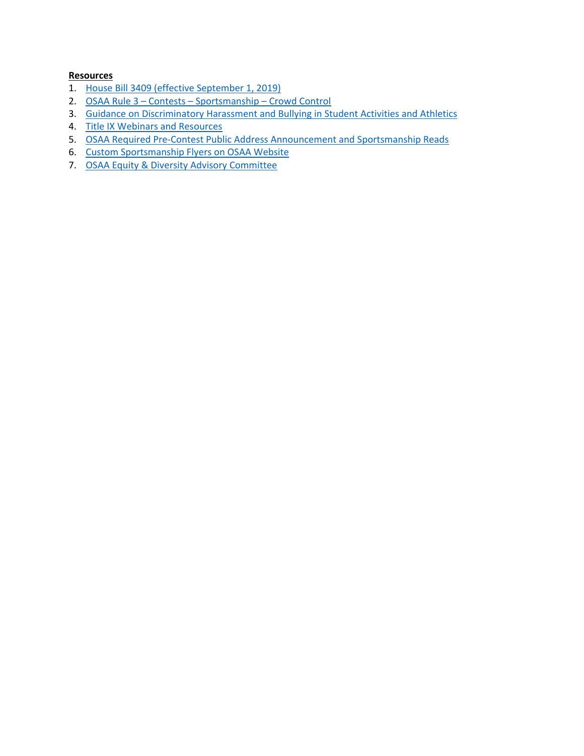**Resources**

1. House Bill 3409 (effective September 1, 2019)
2. OSAA Rule 3 – Contests – Sportsmanship – Crowd Control
3. Guidance on Discriminatory Harassment and Bullying in Student Activities and Athletics
4. Title IX Webinars and Resources
5. OSAA Required Pre-Contest Public Address Announcement and Sportsmanship Reads
6. Custom Sportsmanship Flyers on OSAA Website
7. OSAA Equity & Diversity Advisory Committee